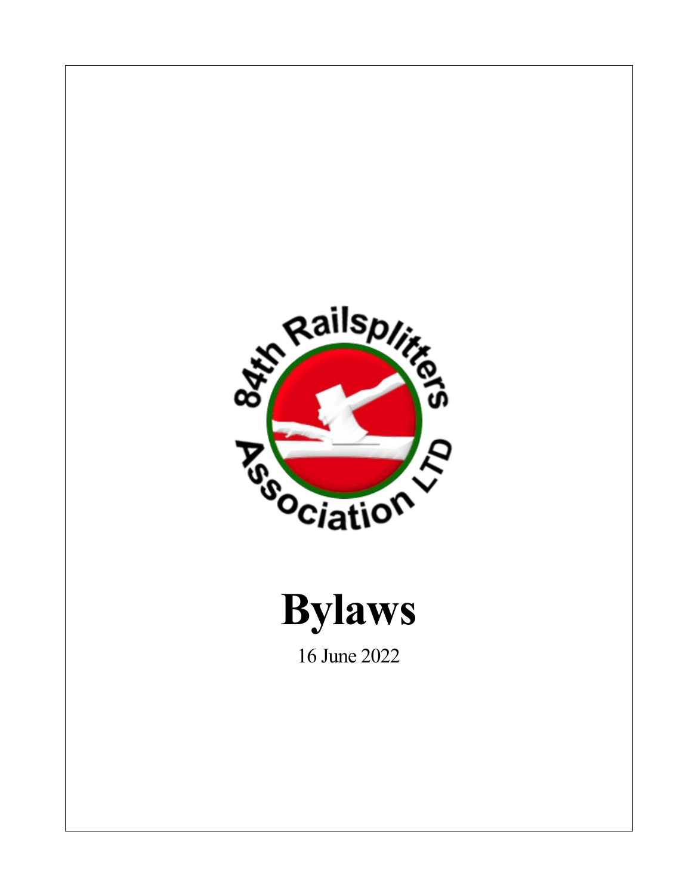# Bylaws

16 June 2022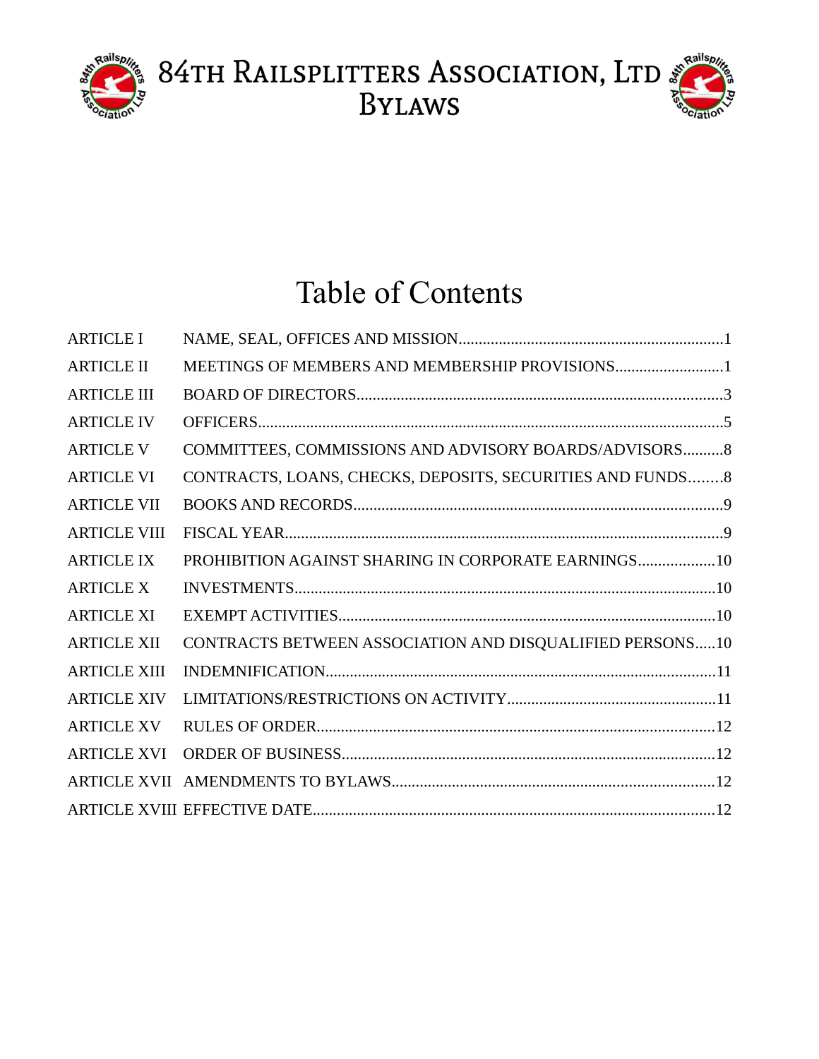# 84th Railsplitters Association, Ltd Bylaws

## Table of Contents

| | | |
|---|---|---|
| ARTICLE I | NAME, SEAL, OFFICES AND MISSION | 1 |
| ARTICLE II | MEETINGS OF MEMBERS AND MEMBERSHIP PROVISIONS | 1 |
| ARTICLE III | BOARD OF DIRECTORS | 3 |
| ARTICLE IV | OFFICERS | 5 |
| ARTICLE V | COMMITTEES, COMMISSIONS AND ADVISORY BOARDS/ADVISORS | 8 |
| ARTICLE VI | CONTRACTS, LOANS, CHECKS, DEPOSITS, SECURITIES AND FUNDS | 8 |
| ARTICLE VII | BOOKS AND RECORDS | 9 |
| ARTICLE VIII | FISCAL YEAR | 9 |
| ARTICLE IX | PROHIBITION AGAINST SHARING IN CORPORATE EARNINGS | 10 |
| ARTICLE X | INVESTMENTS | 10 |
| ARTICLE XI | EXEMPT ACTIVITIES | 10 |
| ARTICLE XII | CONTRACTS BETWEEN ASSOCIATION AND DISQUALIFIED PERSONS | 10 |
| ARTICLE XIII | INDEMNIFICATION | 11 |
| ARTICLE XIV | LIMITATIONS/RESTRICTIONS ON ACTIVITY | 11 |
| ARTICLE XV | RULES OF ORDER | 12 |
| ARTICLE XVI | ORDER OF BUSINESS | 12 |
| ARTICLE XVII | AMENDMENTS TO BYLAWS | 12 |
| ARTICLE XVIII | EFFECTIVE DATE | 12 |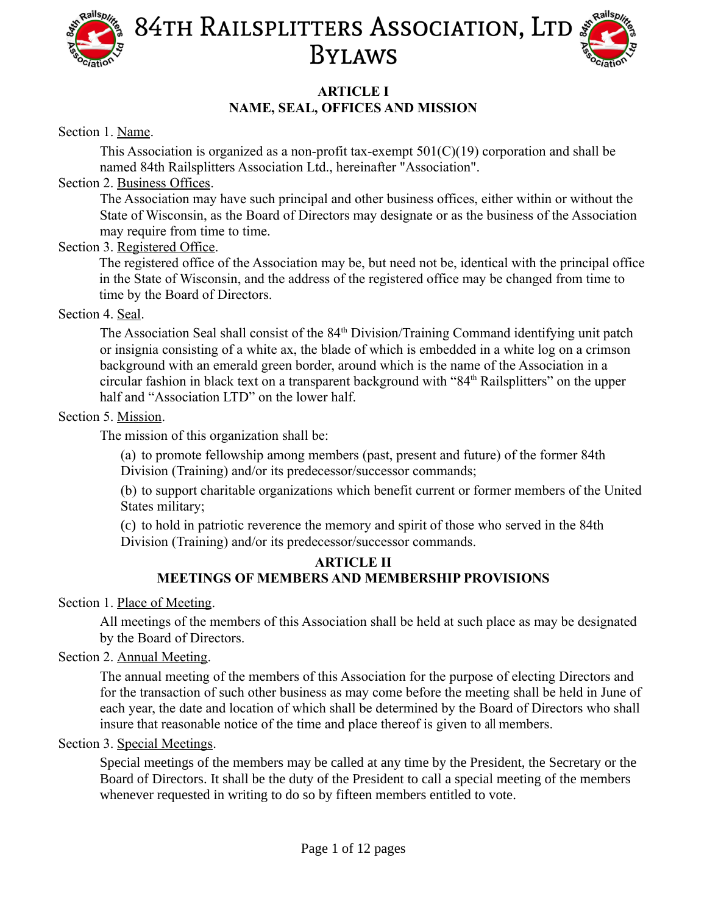# 84th Railsplitters Association, Ltd Bylaws

## ARTICLE I
## NAME, SEAL, OFFICES AND MISSION

Section 1. Name.

This Association is organized as a non-profit tax-exempt 501(C)(19) corporation and shall be named 84th Railsplitters Association Ltd., hereinafter "Association".

Section 2. Business Offices.

The Association may have such principal and other business offices, either within or without the State of Wisconsin, as the Board of Directors may designate or as the business of the Association may require from time to time.

Section 3. Registered Office.

The registered office of the Association may be, but need not be, identical with the principal office in the State of Wisconsin, and the address of the registered office may be changed from time to time by the Board of Directors.

Section 4. Seal.

The Association Seal shall consist of the 84th Division/Training Command identifying unit patch or insignia consisting of a white ax, the blade of which is embedded in a white log on a crimson background with an emerald green border, around which is the name of the Association in a circular fashion in black text on a transparent background with "84th Railsplitters" on the upper half and "Association LTD" on the lower half.

Section 5. Mission.

The mission of this organization shall be:

(a) to promote fellowship among members (past, present and future) of the former 84th Division (Training) and/or its predecessor/successor commands;

(b) to support charitable organizations which benefit current or former members of the United States military;

(c) to hold in patriotic reverence the memory and spirit of those who served in the 84th Division (Training) and/or its predecessor/successor commands.

## ARTICLE II
## MEETINGS OF MEMBERS AND MEMBERSHIP PROVISIONS

Section 1. Place of Meeting.

All meetings of the members of this Association shall be held at such place as may be designated by the Board of Directors.

Section 2. Annual Meeting.

The annual meeting of the members of this Association for the purpose of electing Directors and for the transaction of such other business as may come before the meeting shall be held in June of each year, the date and location of which shall be determined by the Board of Directors who shall insure that reasonable notice of the time and place thereof is given to all members.

Section 3. Special Meetings.

Special meetings of the members may be called at any time by the President, the Secretary or the Board of Directors. It shall be the duty of the President to call a special meeting of the members whenever requested in writing to do so by fifteen members entitled to vote.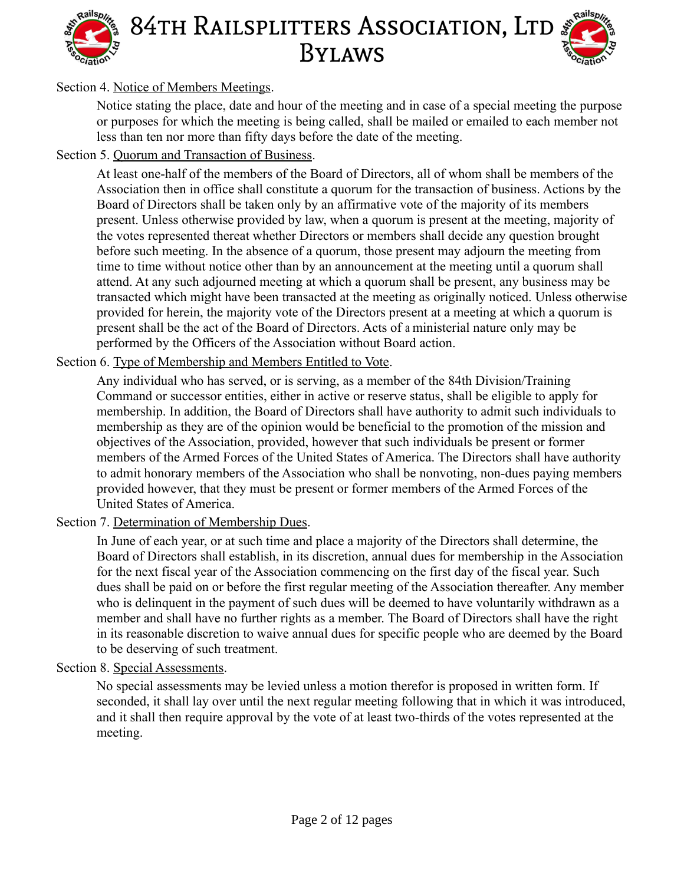Section 4. Notice of Members Meetings.

Notice stating the place, date and hour of the meeting and in case of a special meeting the purpose or purposes for which the meeting is being called, shall be mailed or emailed to each member not less than ten nor more than fifty days before the date of the meeting.

Section 5. Quorum and Transaction of Business.

At least one-half of the members of the Board of Directors, all of whom shall be members of the Association then in office shall constitute a quorum for the transaction of business. Actions by the Board of Directors shall be taken only by an affirmative vote of the majority of its members present. Unless otherwise provided by law, when a quorum is present at the meeting, majority of the votes represented thereat whether Directors or members shall decide any question brought before such meeting. In the absence of a quorum, those present may adjourn the meeting from time to time without notice other than by an announcement at the meeting until a quorum shall attend. At any such adjourned meeting at which a quorum shall be present, any business may be transacted which might have been transacted at the meeting as originally noticed. Unless otherwise provided for herein, the majority vote of the Directors present at a meeting at which a quorum is present shall be the act of the Board of Directors. Acts of a ministerial nature only may be performed by the Officers of the Association without Board action.

Section 6. Type of Membership and Members Entitled to Vote.

Any individual who has served, or is serving, as a member of the 84th Division/Training Command or successor entities, either in active or reserve status, shall be eligible to apply for membership. In addition, the Board of Directors shall have authority to admit such individuals to membership as they are of the opinion would be beneficial to the promotion of the mission and objectives of the Association, provided, however that such individuals be present or former members of the Armed Forces of the United States of America. The Directors shall have authority to admit honorary members of the Association who shall be nonvoting, non-dues paying members provided however, that they must be present or former members of the Armed Forces of the United States of America.

Section 7. Determination of Membership Dues.

In June of each year, or at such time and place a majority of the Directors shall determine, the Board of Directors shall establish, in its discretion, annual dues for membership in the Association for the next fiscal year of the Association commencing on the first day of the fiscal year. Such dues shall be paid on or before the first regular meeting of the Association thereafter. Any member who is delinquent in the payment of such dues will be deemed to have voluntarily withdrawn as a member and shall have no further rights as a member. The Board of Directors shall have the right in its reasonable discretion to waive annual dues for specific people who are deemed by the Board to be deserving of such treatment.

Section 8. Special Assessments.

No special assessments may be levied unless a motion therefor is proposed in written form. If seconded, it shall lay over until the next regular meeting following that in which it was introduced, and it shall then require approval by the vote of at least two-thirds of the votes represented at the meeting.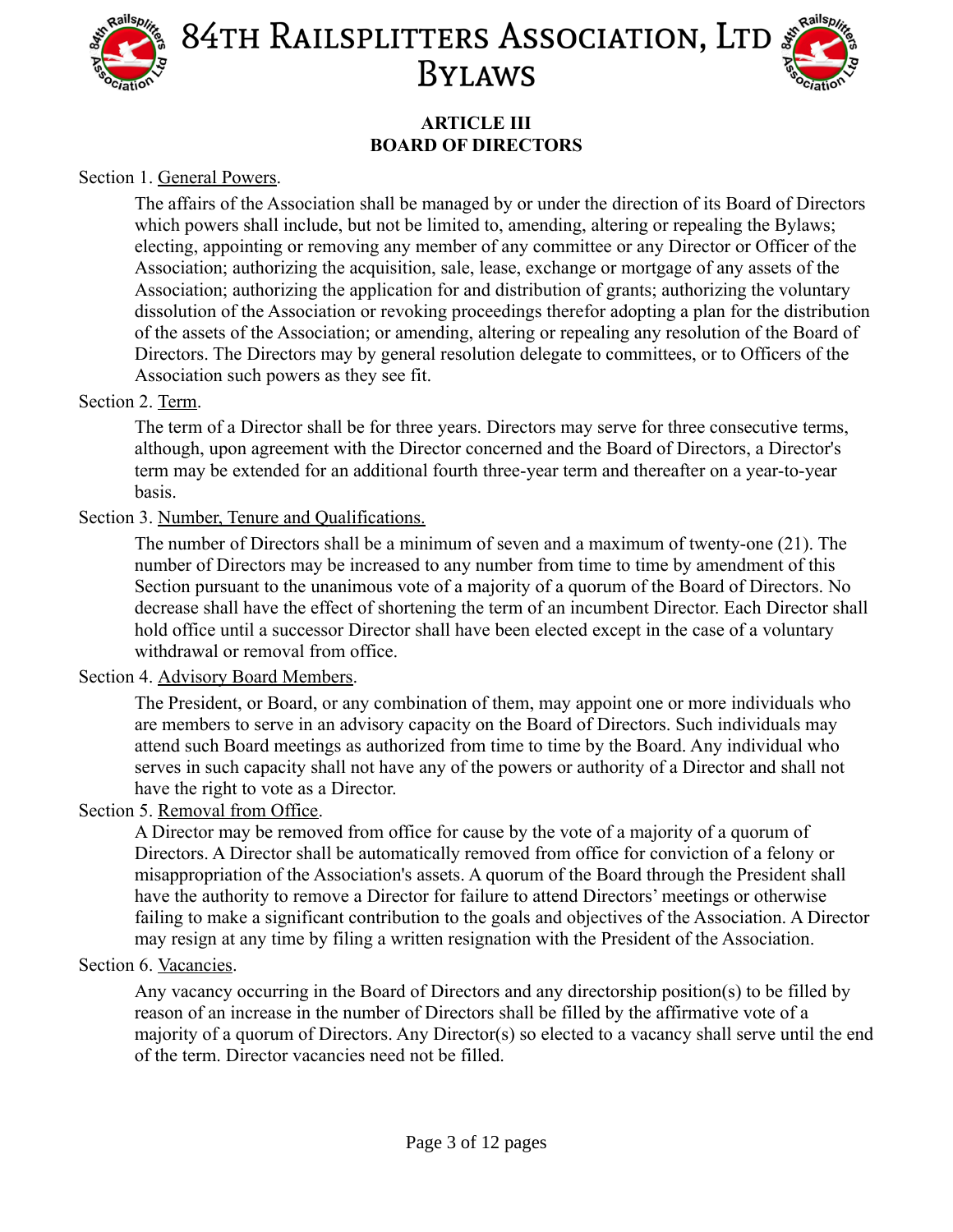## ARTICLE III
## BOARD OF DIRECTORS

Section 1. General Powers.

The affairs of the Association shall be managed by or under the direction of its Board of Directors which powers shall include, but not be limited to, amending, altering or repealing the Bylaws; electing, appointing or removing any member of any committee or any Director or Officer of the Association; authorizing the acquisition, sale, lease, exchange or mortgage of any assets of the Association; authorizing the application for and distribution of grants; authorizing the voluntary dissolution of the Association or revoking proceedings therefor adopting a plan for the distribution of the assets of the Association; or amending, altering or repealing any resolution of the Board of Directors. The Directors may by general resolution delegate to committees, or to Officers of the Association such powers as they see fit.

Section 2. Term.

The term of a Director shall be for three years. Directors may serve for three consecutive terms, although, upon agreement with the Director concerned and the Board of Directors, a Director's term may be extended for an additional fourth three-year term and thereafter on a year-to-year basis.

Section 3. Number, Tenure and Qualifications.

The number of Directors shall be a minimum of seven and a maximum of twenty-one (21). The number of Directors may be increased to any number from time to time by amendment of this Section pursuant to the unanimous vote of a majority of a quorum of the Board of Directors. No decrease shall have the effect of shortening the term of an incumbent Director. Each Director shall hold office until a successor Director shall have been elected except in the case of a voluntary withdrawal or removal from office.

Section 4. Advisory Board Members.

The President, or Board, or any combination of them, may appoint one or more individuals who are members to serve in an advisory capacity on the Board of Directors. Such individuals may attend such Board meetings as authorized from time to time by the Board. Any individual who serves in such capacity shall not have any of the powers or authority of a Director and shall not have the right to vote as a Director.

Section 5. Removal from Office.

A Director may be removed from office for cause by the vote of a majority of a quorum of Directors. A Director shall be automatically removed from office for conviction of a felony or misappropriation of the Association's assets. A quorum of the Board through the President shall have the authority to remove a Director for failure to attend Directors’ meetings or otherwise failing to make a significant contribution to the goals and objectives of the Association. A Director may resign at any time by filing a written resignation with the President of the Association.

Section 6. Vacancies.

Any vacancy occurring in the Board of Directors and any directorship position(s) to be filled by reason of an increase in the number of Directors shall be filled by the affirmative vote of a majority of a quorum of Directors. Any Director(s) so elected to a vacancy shall serve until the end of the term. Director vacancies need not be filled.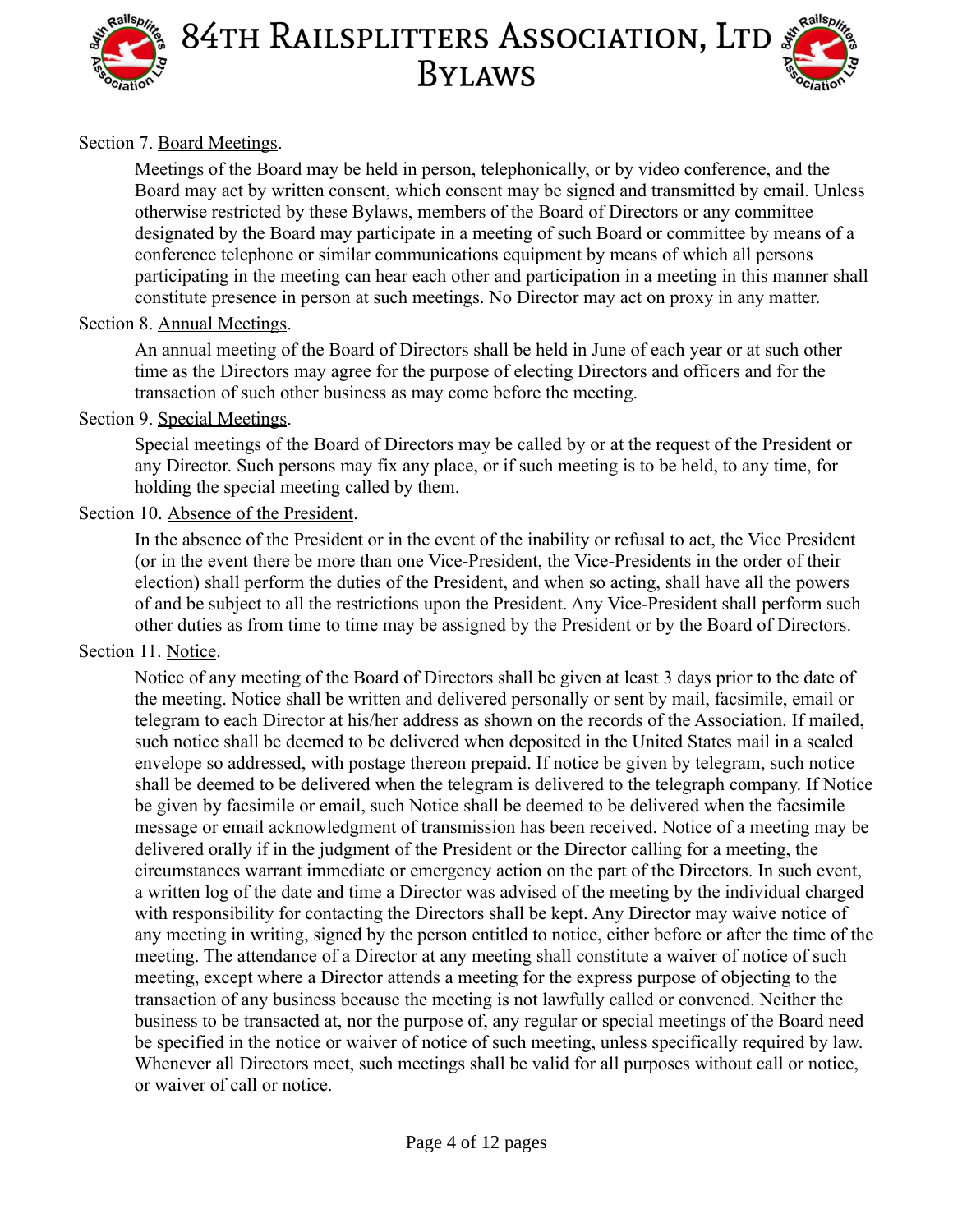Section 7. Board Meetings.

Meetings of the Board may be held in person, telephonically, or by video conference, and the Board may act by written consent, which consent may be signed and transmitted by email. Unless otherwise restricted by these Bylaws, members of the Board of Directors or any committee designated by the Board may participate in a meeting of such Board or committee by means of a conference telephone or similar communications equipment by means of which all persons participating in the meeting can hear each other and participation in a meeting in this manner shall constitute presence in person at such meetings. No Director may act on proxy in any matter.

Section 8. Annual Meetings.

An annual meeting of the Board of Directors shall be held in June of each year or at such other time as the Directors may agree for the purpose of electing Directors and officers and for the transaction of such other business as may come before the meeting.

Section 9. Special Meetings.

Special meetings of the Board of Directors may be called by or at the request of the President or any Director. Such persons may fix any place, or if such meeting is to be held, to any time, for holding the special meeting called by them.

Section 10. Absence of the President.

In the absence of the President or in the event of the inability or refusal to act, the Vice President (or in the event there be more than one Vice-President, the Vice-Presidents in the order of their election) shall perform the duties of the President, and when so acting, shall have all the powers of and be subject to all the restrictions upon the President. Any Vice-President shall perform such other duties as from time to time may be assigned by the President or by the Board of Directors.

Section 11. Notice.

Notice of any meeting of the Board of Directors shall be given at least 3 days prior to the date of the meeting. Notice shall be written and delivered personally or sent by mail, facsimile, email or telegram to each Director at his/her address as shown on the records of the Association. If mailed, such notice shall be deemed to be delivered when deposited in the United States mail in a sealed envelope so addressed, with postage thereon prepaid. If notice be given by telegram, such notice shall be deemed to be delivered when the telegram is delivered to the telegraph company. If Notice be given by facsimile or email, such Notice shall be deemed to be delivered when the facsimile message or email acknowledgment of transmission has been received. Notice of a meeting may be delivered orally if in the judgment of the President or the Director calling for a meeting, the circumstances warrant immediate or emergency action on the part of the Directors. In such event, a written log of the date and time a Director was advised of the meeting by the individual charged with responsibility for contacting the Directors shall be kept. Any Director may waive notice of any meeting in writing, signed by the person entitled to notice, either before or after the time of the meeting. The attendance of a Director at any meeting shall constitute a waiver of notice of such meeting, except where a Director attends a meeting for the express purpose of objecting to the transaction of any business because the meeting is not lawfully called or convened. Neither the business to be transacted at, nor the purpose of, any regular or special meetings of the Board need be specified in the notice or waiver of notice of such meeting, unless specifically required by law. Whenever all Directors meet, such meetings shall be valid for all purposes without call or notice, or waiver of call or notice.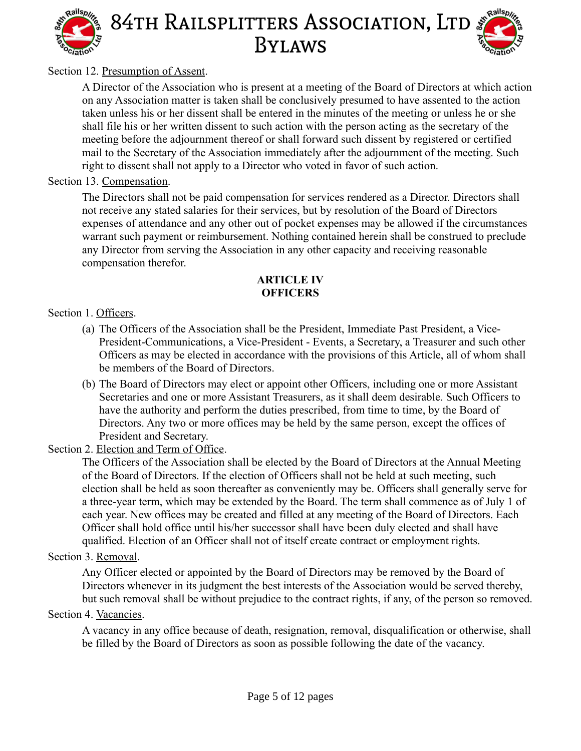Section 12. Presumption of Assent.

A Director of the Association who is present at a meeting of the Board of Directors at which action on any Association matter is taken shall be conclusively presumed to have assented to the action taken unless his or her dissent shall be entered in the minutes of the meeting or unless he or she shall file his or her written dissent to such action with the person acting as the secretary of the meeting before the adjournment thereof or shall forward such dissent by registered or certified mail to the Secretary of the Association immediately after the adjournment of the meeting. Such right to dissent shall not apply to a Director who voted in favor of such action.

Section 13. Compensation.

The Directors shall not be paid compensation for services rendered as a Director. Directors shall not receive any stated salaries for their services, but by resolution of the Board of Directors expenses of attendance and any other out of pocket expenses may be allowed if the circumstances warrant such payment or reimbursement. Nothing contained herein shall be construed to preclude any Director from serving the Association in any other capacity and receiving reasonable compensation therefor.

## ARTICLE IV
## OFFICERS

Section 1. Officers.

(a) The Officers of the Association shall be the President, Immediate Past President, a Vice-President-Communications, a Vice-President - Events, a Secretary, a Treasurer and such other Officers as may be elected in accordance with the provisions of this Article, all of whom shall be members of the Board of Directors.

(b) The Board of Directors may elect or appoint other Officers, including one or more Assistant Secretaries and one or more Assistant Treasurers, as it shall deem desirable. Such Officers to have the authority and perform the duties prescribed, from time to time, by the Board of Directors. Any two or more offices may be held by the same person, except the offices of President and Secretary.

Section 2. Election and Term of Office.

The Officers of the Association shall be elected by the Board of Directors at the Annual Meeting of the Board of Directors. If the election of Officers shall not be held at such meeting, such election shall be held as soon thereafter as conveniently may be. Officers shall generally serve for a three-year term, which may be extended by the Board. The term shall commence as of July 1 of each year. New offices may be created and filled at any meeting of the Board of Directors. Each Officer shall hold office until his/her successor shall have been duly elected and shall have qualified. Election of an Officer shall not of itself create contract or employment rights.

Section 3. Removal.

Any Officer elected or appointed by the Board of Directors may be removed by the Board of Directors whenever in its judgment the best interests of the Association would be served thereby, but such removal shall be without prejudice to the contract rights, if any, of the person so removed.

Section 4. Vacancies.

A vacancy in any office because of death, resignation, removal, disqualification or otherwise, shall be filled by the Board of Directors as soon as possible following the date of the vacancy.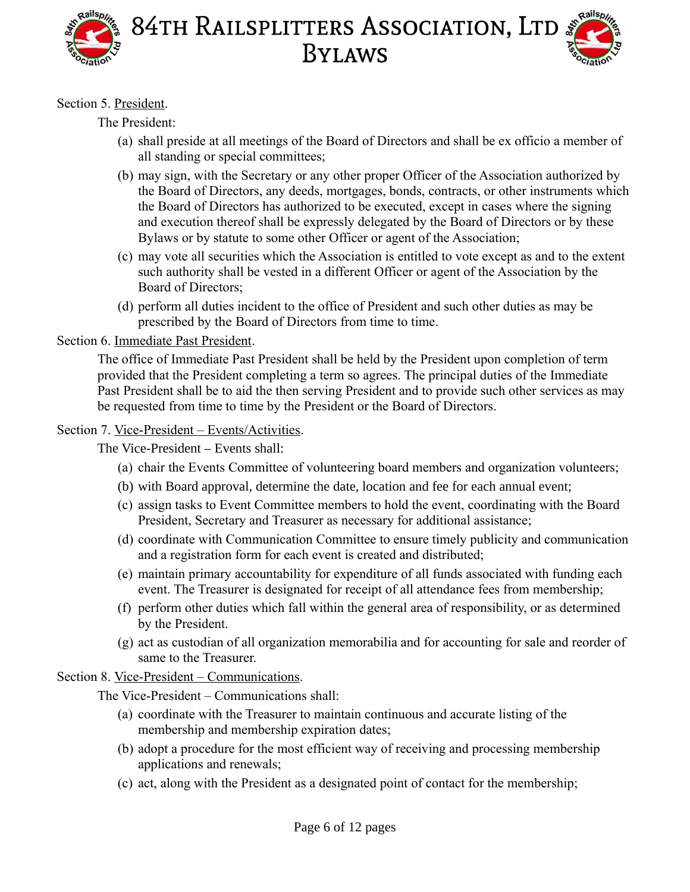Section 5. President.

The President:

(a) shall preside at all meetings of the Board of Directors and shall be ex officio a member of all standing or special committees;

(b) may sign, with the Secretary or any other proper Officer of the Association authorized by the Board of Directors, any deeds, mortgages, bonds, contracts, or other instruments which the Board of Directors has authorized to be executed, except in cases where the signing and execution thereof shall be expressly delegated by the Board of Directors or by these Bylaws or by statute to some other Officer or agent of the Association;

(c) may vote all securities which the Association is entitled to vote except as and to the extent such authority shall be vested in a different Officer or agent of the Association by the Board of Directors;

(d) perform all duties incident to the office of President and such other duties as may be prescribed by the Board of Directors from time to time.

Section 6. Immediate Past President.

The office of Immediate Past President shall be held by the President upon completion of term provided that the President completing a term so agrees. The principal duties of the Immediate Past President shall be to aid the then serving President and to provide such other services as may be requested from time to time by the President or the Board of Directors.

Section 7. Vice-President – Events/Activities.

The Vice-President – Events shall:

(a) chair the Events Committee of volunteering board members and organization volunteers;

(b) with Board approval, determine the date, location and fee for each annual event;

(c) assign tasks to Event Committee members to hold the event, coordinating with the Board President, Secretary and Treasurer as necessary for additional assistance;

(d) coordinate with Communication Committee to ensure timely publicity and communication and a registration form for each event is created and distributed;

(e) maintain primary accountability for expenditure of all funds associated with funding each event. The Treasurer is designated for receipt of all attendance fees from membership;

(f) perform other duties which fall within the general area of responsibility, or as determined by the President.

(g) act as custodian of all organization memorabilia and for accounting for sale and reorder of same to the Treasurer.

Section 8. Vice-President – Communications.

The Vice-President – Communications shall:

(a) coordinate with the Treasurer to maintain continuous and accurate listing of the membership and membership expiration dates;

(b) adopt a procedure for the most efficient way of receiving and processing membership applications and renewals;

(c) act, along with the President as a designated point of contact for the membership;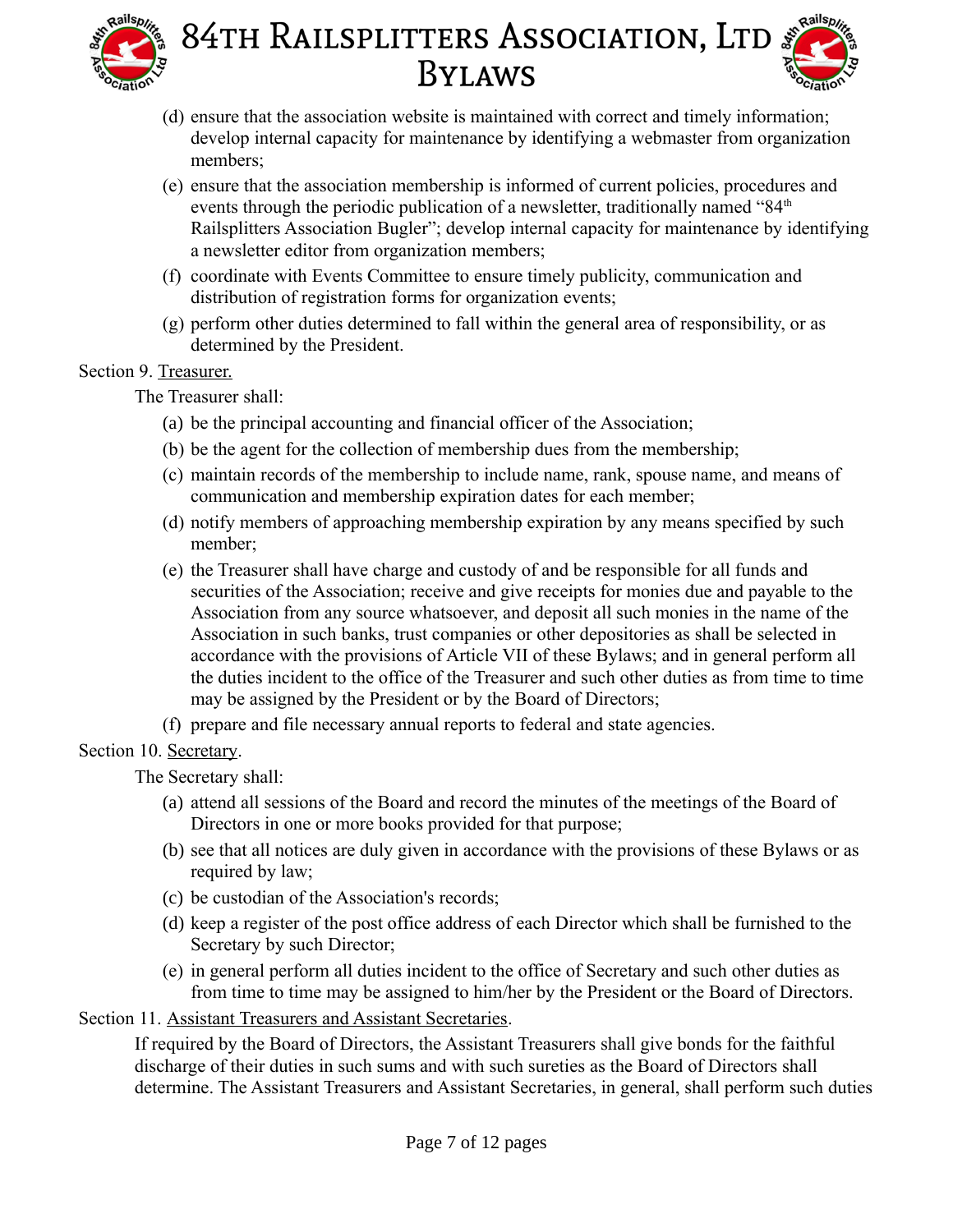(d) ensure that the association website is maintained with correct and timely information; develop internal capacity for maintenance by identifying a webmaster from organization members;

(e) ensure that the association membership is informed of current policies, procedures and events through the periodic publication of a newsletter, traditionally named "84th Railsplitters Association Bugler"; develop internal capacity for maintenance by identifying a newsletter editor from organization members;

(f) coordinate with Events Committee to ensure timely publicity, communication and distribution of registration forms for organization events;

(g) perform other duties determined to fall within the general area of responsibility, or as determined by the President.

Section 9. Treasurer.

The Treasurer shall:

(a) be the principal accounting and financial officer of the Association;

(b) be the agent for the collection of membership dues from the membership;

(c) maintain records of the membership to include name, rank, spouse name, and means of communication and membership expiration dates for each member;

(d) notify members of approaching membership expiration by any means specified by such member;

(e) the Treasurer shall have charge and custody of and be responsible for all funds and securities of the Association; receive and give receipts for monies due and payable to the Association from any source whatsoever, and deposit all such monies in the name of the Association in such banks, trust companies or other depositories as shall be selected in accordance with the provisions of Article VII of these Bylaws; and in general perform all the duties incident to the office of the Treasurer and such other duties as from time to time may be assigned by the President or by the Board of Directors;

(f) prepare and file necessary annual reports to federal and state agencies.

Section 10. Secretary.

The Secretary shall:

(a) attend all sessions of the Board and record the minutes of the meetings of the Board of Directors in one or more books provided for that purpose;

(b) see that all notices are duly given in accordance with the provisions of these Bylaws or as required by law;

(c) be custodian of the Association's records;

(d) keep a register of the post office address of each Director which shall be furnished to the Secretary by such Director;

(e) in general perform all duties incident to the office of Secretary and such other duties as from time to time may be assigned to him/her by the President or the Board of Directors.

Section 11. Assistant Treasurers and Assistant Secretaries.

If required by the Board of Directors, the Assistant Treasurers shall give bonds for the faithful discharge of their duties in such sums and with such sureties as the Board of Directors shall determine. The Assistant Treasurers and Assistant Secretaries, in general, shall perform such duties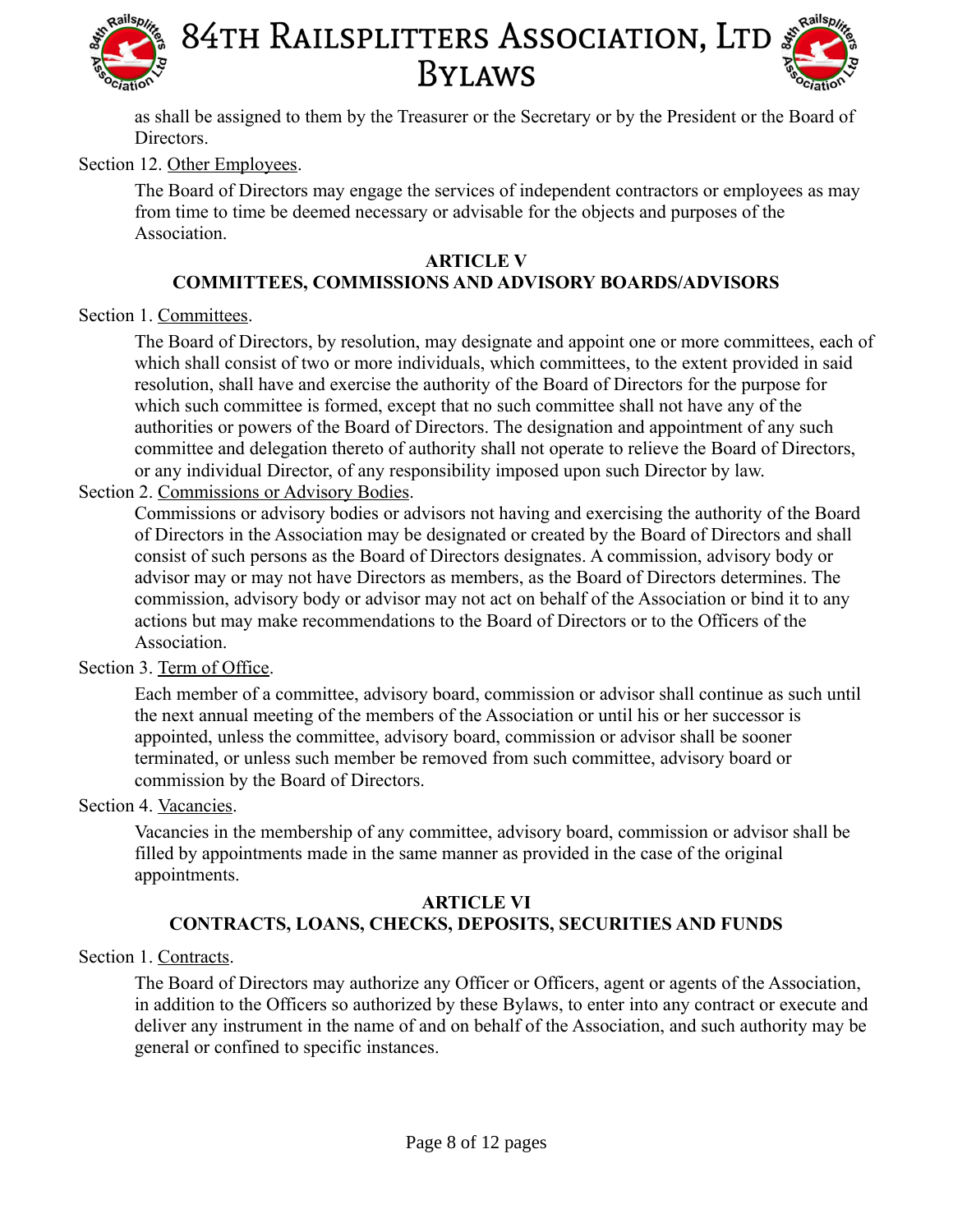as shall be assigned to them by the Treasurer or the Secretary or by the President or the Board of Directors.

Section 12. Other Employees.

The Board of Directors may engage the services of independent contractors or employees as may from time to time be deemed necessary or advisable for the objects and purposes of the Association.

## ARTICLE V
## COMMITTEES, COMMISSIONS AND ADVISORY BOARDS/ADVISORS

Section 1. Committees.

The Board of Directors, by resolution, may designate and appoint one or more committees, each of which shall consist of two or more individuals, which committees, to the extent provided in said resolution, shall have and exercise the authority of the Board of Directors for the purpose for which such committee is formed, except that no such committee shall not have any of the authorities or powers of the Board of Directors. The designation and appointment of any such committee and delegation thereto of authority shall not operate to relieve the Board of Directors, or any individual Director, of any responsibility imposed upon such Director by law.

Section 2. Commissions or Advisory Bodies.

Commissions or advisory bodies or advisors not having and exercising the authority of the Board of Directors in the Association may be designated or created by the Board of Directors and shall consist of such persons as the Board of Directors designates. A commission, advisory body or advisor may or may not have Directors as members, as the Board of Directors determines. The commission, advisory body or advisor may not act on behalf of the Association or bind it to any actions but may make recommendations to the Board of Directors or to the Officers of the Association.

Section 3. Term of Office.

Each member of a committee, advisory board, commission or advisor shall continue as such until the next annual meeting of the members of the Association or until his or her successor is appointed, unless the committee, advisory board, commission or advisor shall be sooner terminated, or unless such member be removed from such committee, advisory board or commission by the Board of Directors.

Section 4. Vacancies.

Vacancies in the membership of any committee, advisory board, commission or advisor shall be filled by appointments made in the same manner as provided in the case of the original appointments.

## ARTICLE VI
## CONTRACTS, LOANS, CHECKS, DEPOSITS, SECURITIES AND FUNDS

Section 1. Contracts.

The Board of Directors may authorize any Officer or Officers, agent or agents of the Association, in addition to the Officers so authorized by these Bylaws, to enter into any contract or execute and deliver any instrument in the name of and on behalf of the Association, and such authority may be general or confined to specific instances.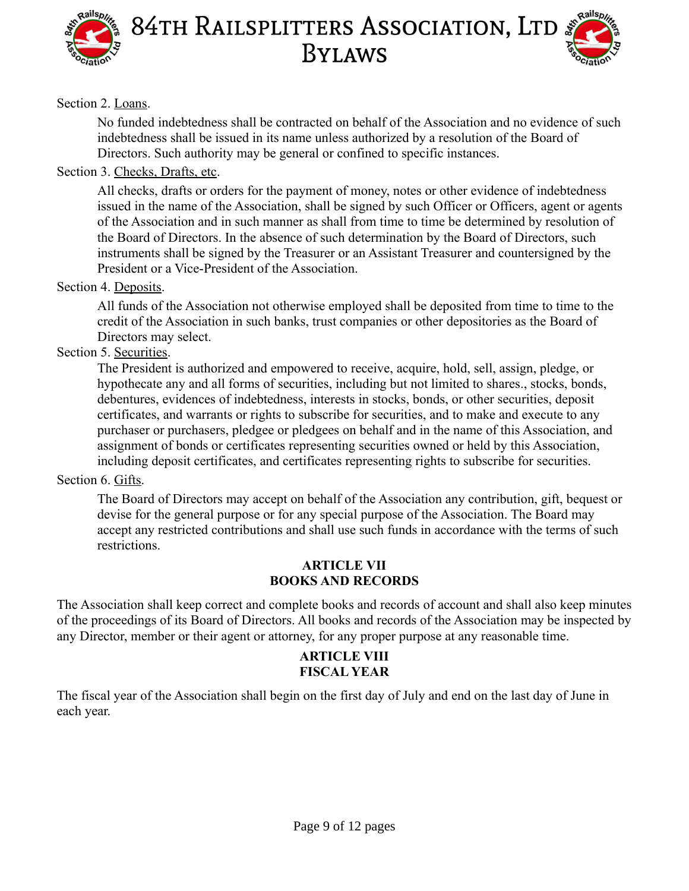Section 2. Loans.

No funded indebtedness shall be contracted on behalf of the Association and no evidence of such indebtedness shall be issued in its name unless authorized by a resolution of the Board of Directors. Such authority may be general or confined to specific instances.

Section 3. Checks, Drafts, etc.

All checks, drafts or orders for the payment of money, notes or other evidence of indebtedness issued in the name of the Association, shall be signed by such Officer or Officers, agent or agents of the Association and in such manner as shall from time to time be determined by resolution of the Board of Directors. In the absence of such determination by the Board of Directors, such instruments shall be signed by the Treasurer or an Assistant Treasurer and countersigned by the President or a Vice-President of the Association.

Section 4. Deposits.

All funds of the Association not otherwise employed shall be deposited from time to time to the credit of the Association in such banks, trust companies or other depositories as the Board of Directors may select.

Section 5. Securities.

The President is authorized and empowered to receive, acquire, hold, sell, assign, pledge, or hypothecate any and all forms of securities, including but not limited to shares., stocks, bonds, debentures, evidences of indebtedness, interests in stocks, bonds, or other securities, deposit certificates, and warrants or rights to subscribe for securities, and to make and execute to any purchaser or purchasers, pledgee or pledgees on behalf and in the name of this Association, and assignment of bonds or certificates representing securities owned or held by this Association, including deposit certificates, and certificates representing rights to subscribe for securities.

Section 6. Gifts.

The Board of Directors may accept on behalf of the Association any contribution, gift, bequest or devise for the general purpose or for any special purpose of the Association. The Board may accept any restricted contributions and shall use such funds in accordance with the terms of such restrictions.

## ARTICLE VII
## BOOKS AND RECORDS

The Association shall keep correct and complete books and records of account and shall also keep minutes of the proceedings of its Board of Directors. All books and records of the Association may be inspected by any Director, member or their agent or attorney, for any proper purpose at any reasonable time.

## ARTICLE VIII
## FISCAL YEAR

The fiscal year of the Association shall begin on the first day of July and end on the last day of June in each year.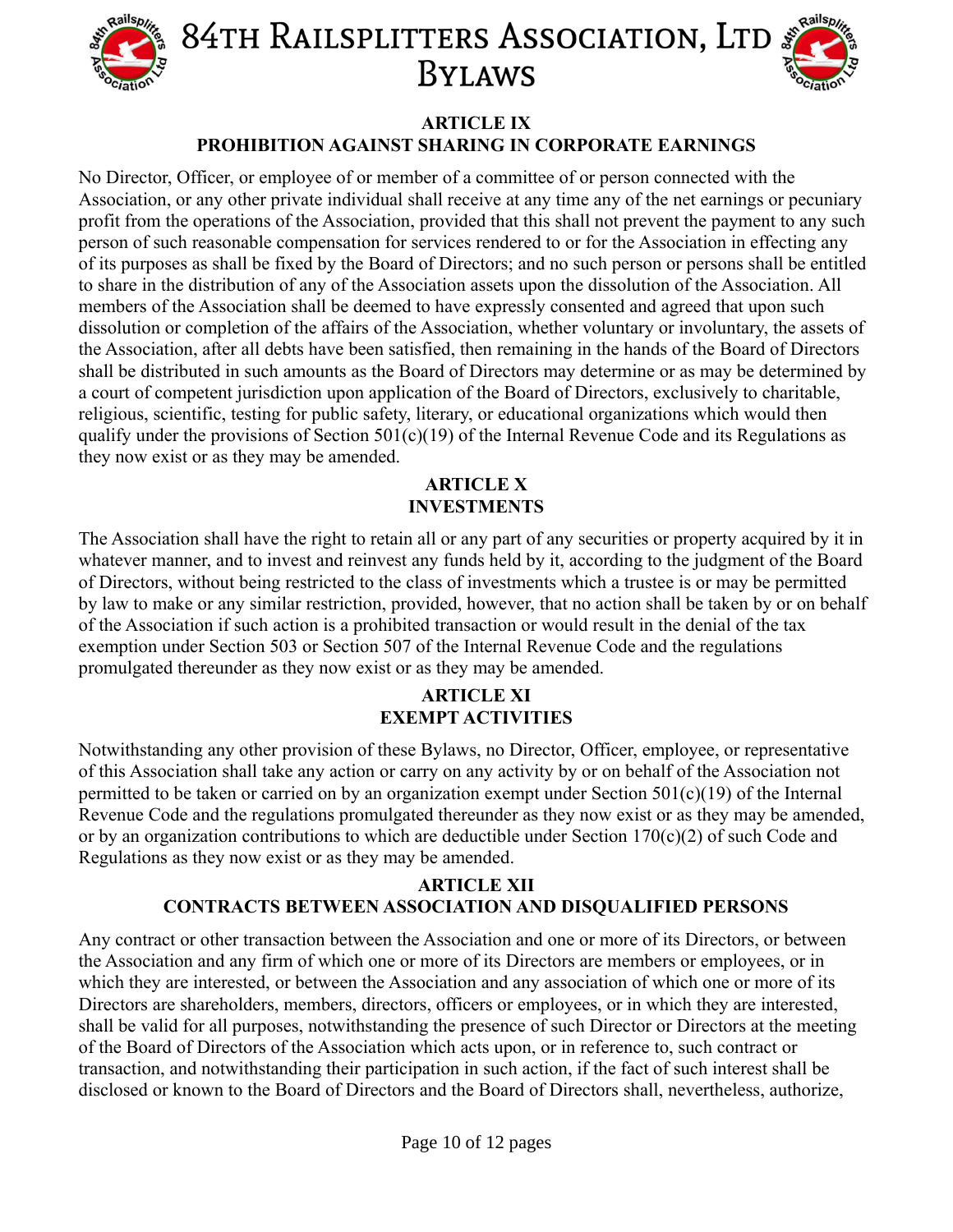## ARTICLE IX
## PROHIBITION AGAINST SHARING IN CORPORATE EARNINGS

No Director, Officer, or employee of or member of a committee of or person connected with the Association, or any other private individual shall receive at any time any of the net earnings or pecuniary profit from the operations of the Association, provided that this shall not prevent the payment to any such person of such reasonable compensation for services rendered to or for the Association in effecting any of its purposes as shall be fixed by the Board of Directors; and no such person or persons shall be entitled to share in the distribution of any of the Association assets upon the dissolution of the Association. All members of the Association shall be deemed to have expressly consented and agreed that upon such dissolution or completion of the affairs of the Association, whether voluntary or involuntary, the assets of the Association, after all debts have been satisfied, then remaining in the hands of the Board of Directors shall be distributed in such amounts as the Board of Directors may determine or as may be determined by a court of competent jurisdiction upon application of the Board of Directors, exclusively to charitable, religious, scientific, testing for public safety, literary, or educational organizations which would then qualify under the provisions of Section 501(c)(19) of the Internal Revenue Code and its Regulations as they now exist or as they may be amended.

## ARTICLE X
## INVESTMENTS

The Association shall have the right to retain all or any part of any securities or property acquired by it in whatever manner, and to invest and reinvest any funds held by it, according to the judgment of the Board of Directors, without being restricted to the class of investments which a trustee is or may be permitted by law to make or any similar restriction, provided, however, that no action shall be taken by or on behalf of the Association if such action is a prohibited transaction or would result in the denial of the tax exemption under Section 503 or Section 507 of the Internal Revenue Code and the regulations promulgated thereunder as they now exist or as they may be amended.

## ARTICLE XI
## EXEMPT ACTIVITIES

Notwithstanding any other provision of these Bylaws, no Director, Officer, employee, or representative of this Association shall take any action or carry on any activity by or on behalf of the Association not permitted to be taken or carried on by an organization exempt under Section 501(c)(19) of the Internal Revenue Code and the regulations promulgated thereunder as they now exist or as they may be amended, or by an organization contributions to which are deductible under Section 170(c)(2) of such Code and Regulations as they now exist or as they may be amended.

## ARTICLE XII
## CONTRACTS BETWEEN ASSOCIATION AND DISQUALIFIED PERSONS

Any contract or other transaction between the Association and one or more of its Directors, or between the Association and any firm of which one or more of its Directors are members or employees, or in which they are interested, or between the Association and any association of which one or more of its Directors are shareholders, members, directors, officers or employees, or in which they are interested, shall be valid for all purposes, notwithstanding the presence of such Director or Directors at the meeting of the Board of Directors of the Association which acts upon, or in reference to, such contract or transaction, and notwithstanding their participation in such action, if the fact of such interest shall be disclosed or known to the Board of Directors and the Board of Directors shall, nevertheless, authorize,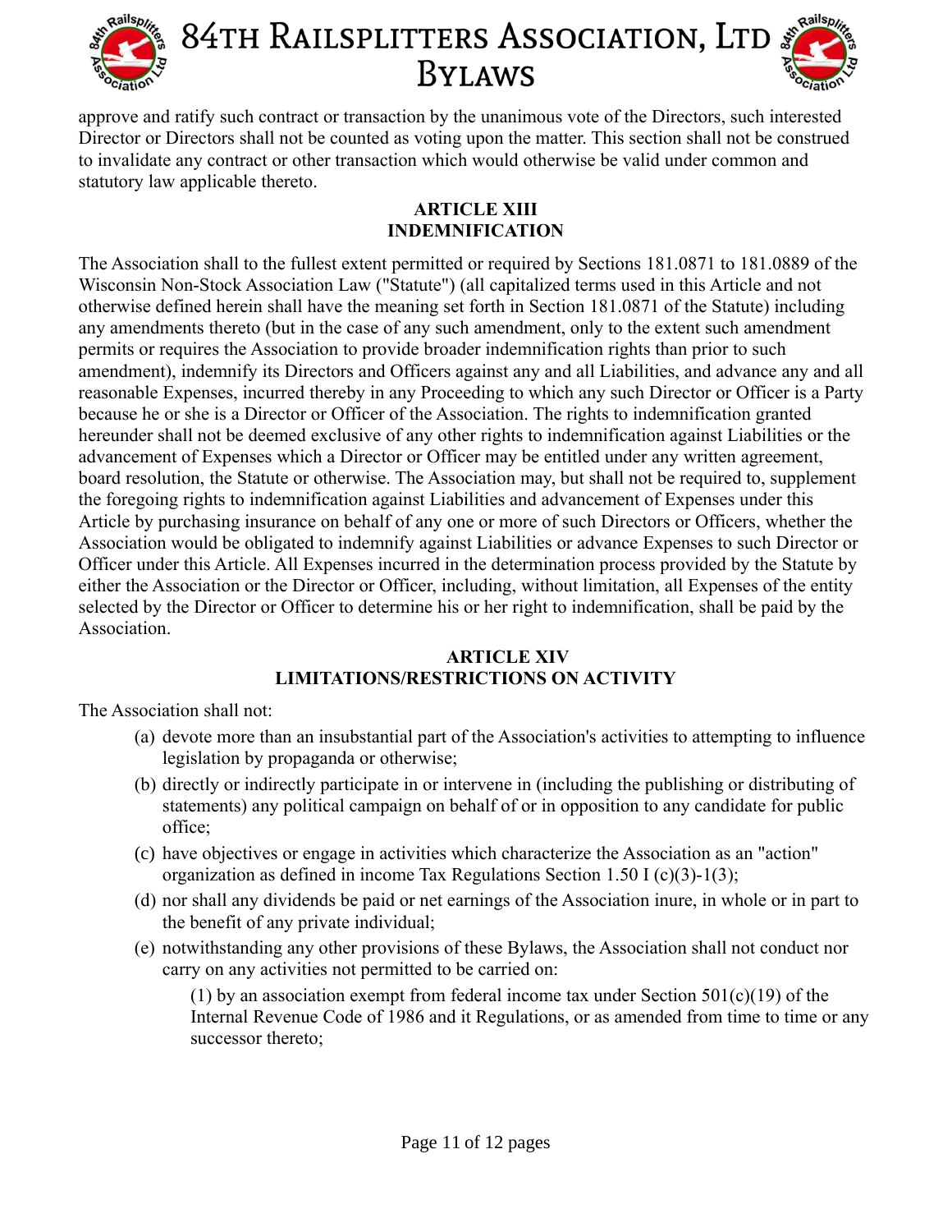approve and ratify such contract or transaction by the unanimous vote of the Directors, such interested Director or Directors shall not be counted as voting upon the matter. This section shall not be construed to invalidate any contract or other transaction which would otherwise be valid under common and statutory law applicable thereto.

## ARTICLE XIII
## INDEMNIFICATION

The Association shall to the fullest extent permitted or required by Sections 181.0871 to 181.0889 of the Wisconsin Non-Stock Association Law ("Statute") (all capitalized terms used in this Article and not otherwise defined herein shall have the meaning set forth in Section 181.0871 of the Statute) including any amendments thereto (but in the case of any such amendment, only to the extent such amendment permits or requires the Association to provide broader indemnification rights than prior to such amendment), indemnify its Directors and Officers against any and all Liabilities, and advance any and all reasonable Expenses, incurred thereby in any Proceeding to which any such Director or Officer is a Party because he or she is a Director or Officer of the Association. The rights to indemnification granted hereunder shall not be deemed exclusive of any other rights to indemnification against Liabilities or the advancement of Expenses which a Director or Officer may be entitled under any written agreement, board resolution, the Statute or otherwise. The Association may, but shall not be required to, supplement the foregoing rights to indemnification against Liabilities and advancement of Expenses under this Article by purchasing insurance on behalf of any one or more of such Directors or Officers, whether the Association would be obligated to indemnify against Liabilities or advance Expenses to such Director or Officer under this Article. All Expenses incurred in the determination process provided by the Statute by either the Association or the Director or Officer, including, without limitation, all Expenses of the entity selected by the Director or Officer to determine his or her right to indemnification, shall be paid by the Association.

## ARTICLE XIV
## LIMITATIONS/RESTRICTIONS ON ACTIVITY

The Association shall not:

(a) devote more than an insubstantial part of the Association's activities to attempting to influence legislation by propaganda or otherwise;

(b) directly or indirectly participate in or intervene in (including the publishing or distributing of statements) any political campaign on behalf of or in opposition to any candidate for public office;

(c) have objectives or engage in activities which characterize the Association as an "action" organization as defined in income Tax Regulations Section 1.50 I (c)(3)-1(3);

(d) nor shall any dividends be paid or net earnings of the Association inure, in whole or in part to the benefit of any private individual;

(e) notwithstanding any other provisions of these Bylaws, the Association shall not conduct nor carry on any activities not permitted to be carried on:

(1) by an association exempt from federal income tax under Section 501(c)(19) of the Internal Revenue Code of 1986 and it Regulations, or as amended from time to time or any successor thereto;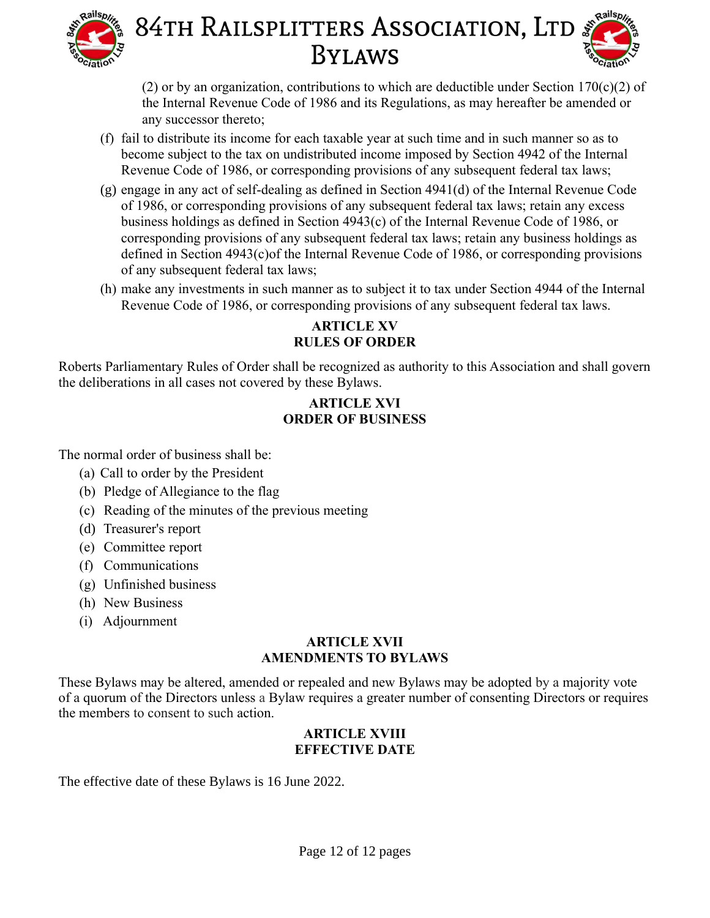(2) or by an organization, contributions to which are deductible under Section 170(c)(2) of the Internal Revenue Code of 1986 and its Regulations, as may hereafter be amended or any successor thereto;

(f) fail to distribute its income for each taxable year at such time and in such manner so as to become subject to the tax on undistributed income imposed by Section 4942 of the Internal Revenue Code of 1986, or corresponding provisions of any subsequent federal tax laws;

(g) engage in any act of self-dealing as defined in Section 4941(d) of the Internal Revenue Code of 1986, or corresponding provisions of any subsequent federal tax laws; retain any excess business holdings as defined in Section 4943(c) of the Internal Revenue Code of 1986, or corresponding provisions of any subsequent federal tax laws; retain any business holdings as defined in Section 4943(c)of the Internal Revenue Code of 1986, or corresponding provisions of any subsequent federal tax laws;

(h) make any investments in such manner as to subject it to tax under Section 4944 of the Internal Revenue Code of 1986, or corresponding provisions of any subsequent federal tax laws.

## ARTICLE XV
## RULES OF ORDER

Roberts Parliamentary Rules of Order shall be recognized as authority to this Association and shall govern the deliberations in all cases not covered by these Bylaws.

## ARTICLE XVI
## ORDER OF BUSINESS

The normal order of business shall be:

(a) Call to order by the President
(b) Pledge of Allegiance to the flag
(c) Reading of the minutes of the previous meeting
(d) Treasurer's report
(e) Committee report
(f) Communications
(g) Unfinished business
(h) New Business
(i) Adjournment

## ARTICLE XVII
## AMENDMENTS TO BYLAWS

These Bylaws may be altered, amended or repealed and new Bylaws may be adopted by a majority vote of a quorum of the Directors unless a Bylaw requires a greater number of consenting Directors or requires the members to consent to such action.

## ARTICLE XVIII
## EFFECTIVE DATE

The effective date of these Bylaws is 16 June 2022.